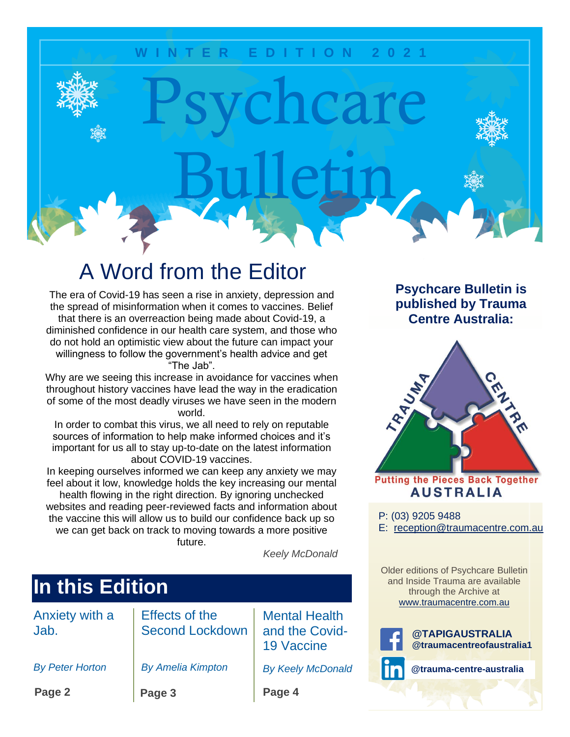WINTER EDITION 2021

# Psychcare Bulletin

## A Word from the Editor

The era of Covid-19 has seen a rise in anxiety, depression and the spread of misinformation when it comes to vaccines. Belief that there is an overreaction being made about Covid-19, a diminished confidence in our health care system, and those who do not hold an optimistic view about the future can impact your willingness to follow the government's health advice and get "The Jab".

Why are we seeing this increase in avoidance for vaccines when throughout history vaccines have lead the way in the eradication of some of the most deadly viruses we have seen in the modern world.

In order to combat this virus, we all need to rely on reputable sources of information to help make informed choices and it's important for us all to stay up-to-date on the latest information about COVID-19 vaccines.

In keeping ourselves informed we can keep any anxiety we may feel about it low, knowledge holds the key increasing our mental health flowing in the right direction. By ignoring unchecked websites and reading peer-reviewed facts and information about the vaccine this will allow us to build our confidence back up so we can get back on track to moving towards a more positive future.

*Keely McDonald*

## In this Edition

| Anxiety with a Jab. | Effects of the Second Lockdown | Mental Health and the Covid-19 Vaccine |
|---|---|---|
| *By Peter Horton* | *By Amelia Kimpton* | *By Keely McDonald* |
| **Page 2** | **Page 3** | **Page 4** |

**Psychcare Bulletin is published by Trauma Centre Australia:**

TRAUMA CENTRE

Putting the Pieces Back Together

AUSTRALIA

P: (03) 9205 9488
E: reception@traumacentre.com.au

Older editions of Psychcare Bulletin and Inside Trauma are available through the Archive at www.traumacentre.com.au

**@TAPIGAUSTRALIA**
**@traumacentreofaustralia1**

**@trauma-centre-australia**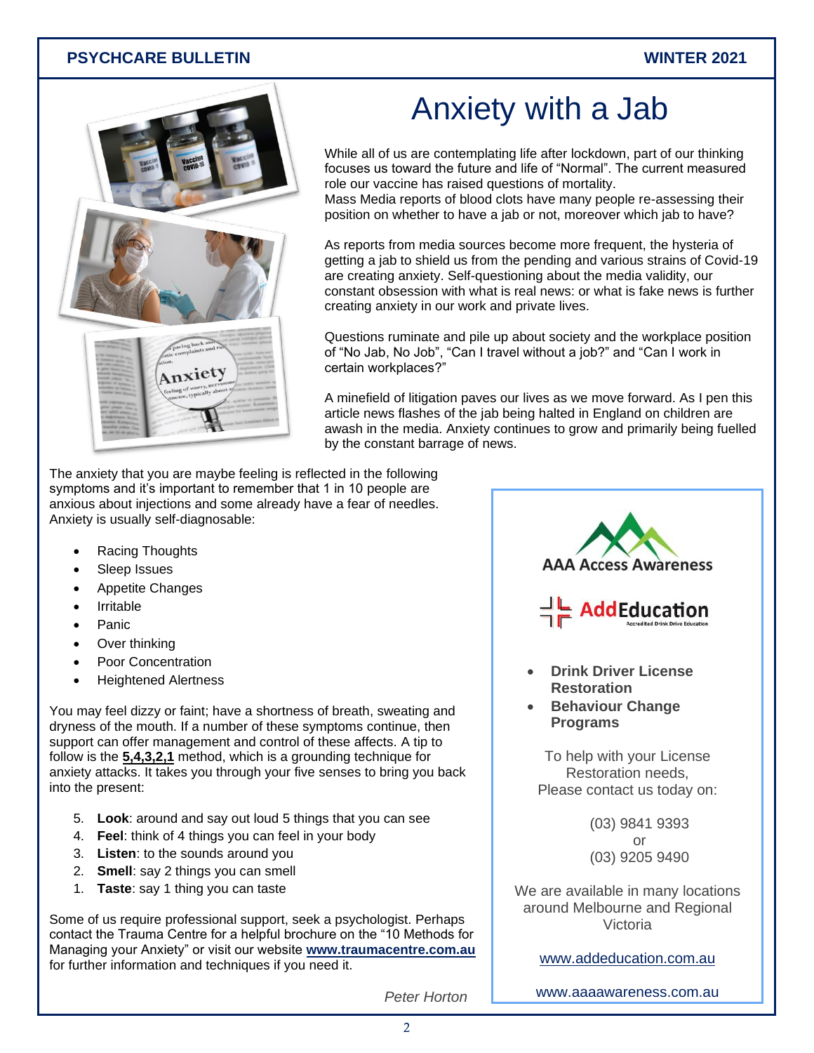# Anxiety with a Jab

While all of us are contemplating life after lockdown, part of our thinking focuses us toward the future and life of "Normal". The current measured role our vaccine has raised questions of mortality.
Mass Media reports of blood clots have many people re-assessing their position on whether to have a jab or not, moreover which jab to have?

As reports from media sources become more frequent, the hysteria of getting a jab to shield us from the pending and various strains of Covid-19 are creating anxiety. Self-questioning about the media validity, our constant obsession with what is real news: or what is fake news is further creating anxiety in our work and private lives.

Questions ruminate and pile up about society and the workplace position of "No Jab, No Job", "Can I travel without a job?" and "Can I work in certain workplaces?"

A minefield of litigation paves our lives as we move forward. As I pen this article news flashes of the jab being halted in England on children are awash in the media. Anxiety continues to grow and primarily being fuelled by the constant barrage of news.

The anxiety that you are maybe feeling is reflected in the following symptoms and it's important to remember that 1 in 10 people are anxious about injections and some already have a fear of needles. Anxiety is usually self-diagnosable:

- Racing Thoughts
- Sleep Issues
- Appetite Changes
- Irritable
- Panic
- Over thinking
- Poor Concentration
- Heightened Alertness

You may feel dizzy or faint; have a shortness of breath, sweating and dryness of the mouth. If a number of these symptoms continue, then support can offer management and control of these affects. A tip to follow is the **5,4,3,2,1** method, which is a grounding technique for anxiety attacks. It takes you through your five senses to bring you back into the present:

5. **Look**: around and say out loud 5 things that you can see
4. **Feel**: think of 4 things you can feel in your body
3. **Listen**: to the sounds around you
2. **Smell**: say 2 things you can smell
1. **Taste**: say 1 thing you can taste

Some of us require professional support, seek a psychologist. Perhaps contact the Trauma Centre for a helpful brochure on the "10 Methods for Managing your Anxiety" or visit our website **www.traumacentre.com.au** for further information and techniques if you need it.

*Peter Horton*

---

**AAA Access Awareness**

**AddEducation**
Accredited Drink Drive Education

- **Drink Driver License Restoration**
- **Behaviour Change Programs**

To help with your License Restoration needs,
Please contact us today on:

(03) 9841 9393
or
(03) 9205 9490

We are available in many locations around Melbourne and Regional Victoria

www.addeducation.com.au

www.aaaawareness.com.au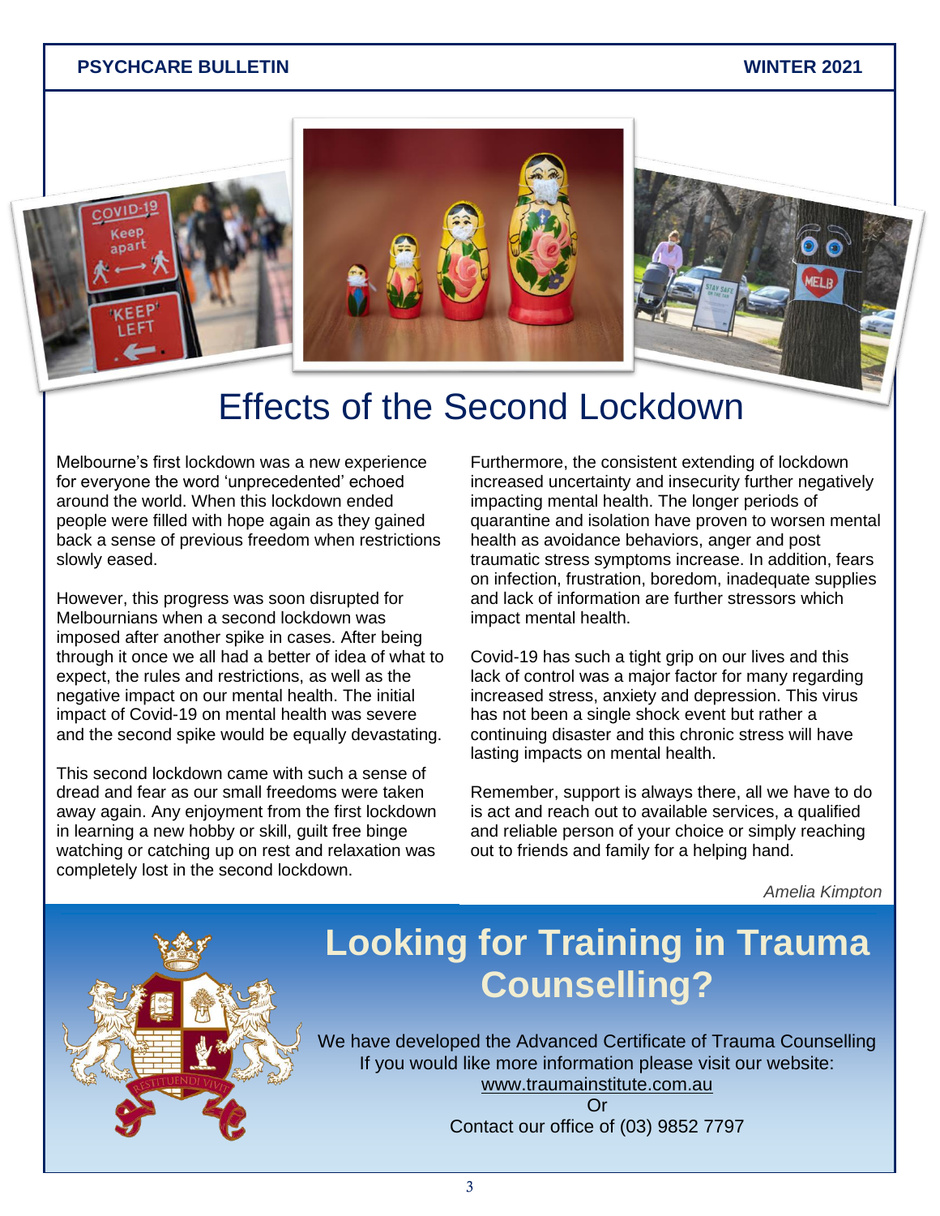# Effects of the Second Lockdown

Melbourne's first lockdown was a new experience for everyone the word 'unprecedented' echoed around the world. When this lockdown ended people were filled with hope again as they gained back a sense of previous freedom when restrictions slowly eased.

However, this progress was soon disrupted for Melbournians when a second lockdown was imposed after another spike in cases. After being through it once we all had a better of idea of what to expect, the rules and restrictions, as well as the negative impact on our mental health. The initial impact of Covid-19 on mental health was severe and the second spike would be equally devastating.

This second lockdown came with such a sense of dread and fear as our small freedoms were taken away again. Any enjoyment from the first lockdown in learning a new hobby or skill, guilt free binge watching or catching up on rest and relaxation was completely lost in the second lockdown.

Furthermore, the consistent extending of lockdown increased uncertainty and insecurity further negatively impacting mental health. The longer periods of quarantine and isolation have proven to worsen mental health as avoidance behaviors, anger and post traumatic stress symptoms increase. In addition, fears on infection, frustration, boredom, inadequate supplies and lack of information are further stressors which impact mental health.

Covid-19 has such a tight grip on our lives and this lack of control was a major factor for many regarding increased stress, anxiety and depression. This virus has not been a single shock event but rather a continuing disaster and this chronic stress will have lasting impacts on mental health.

Remember, support is always there, all we have to do is act and reach out to available services, a qualified and reliable person of your choice or simply reaching out to friends and family for a helping hand.

*Amelia Kimpton*

## Looking for Training in Trauma Counselling?

We have developed the Advanced Certificate of Trauma Counselling
If you would like more information please visit our website:
www.traumainstitute.com.au
Or
Contact our office of (03) 9852 7797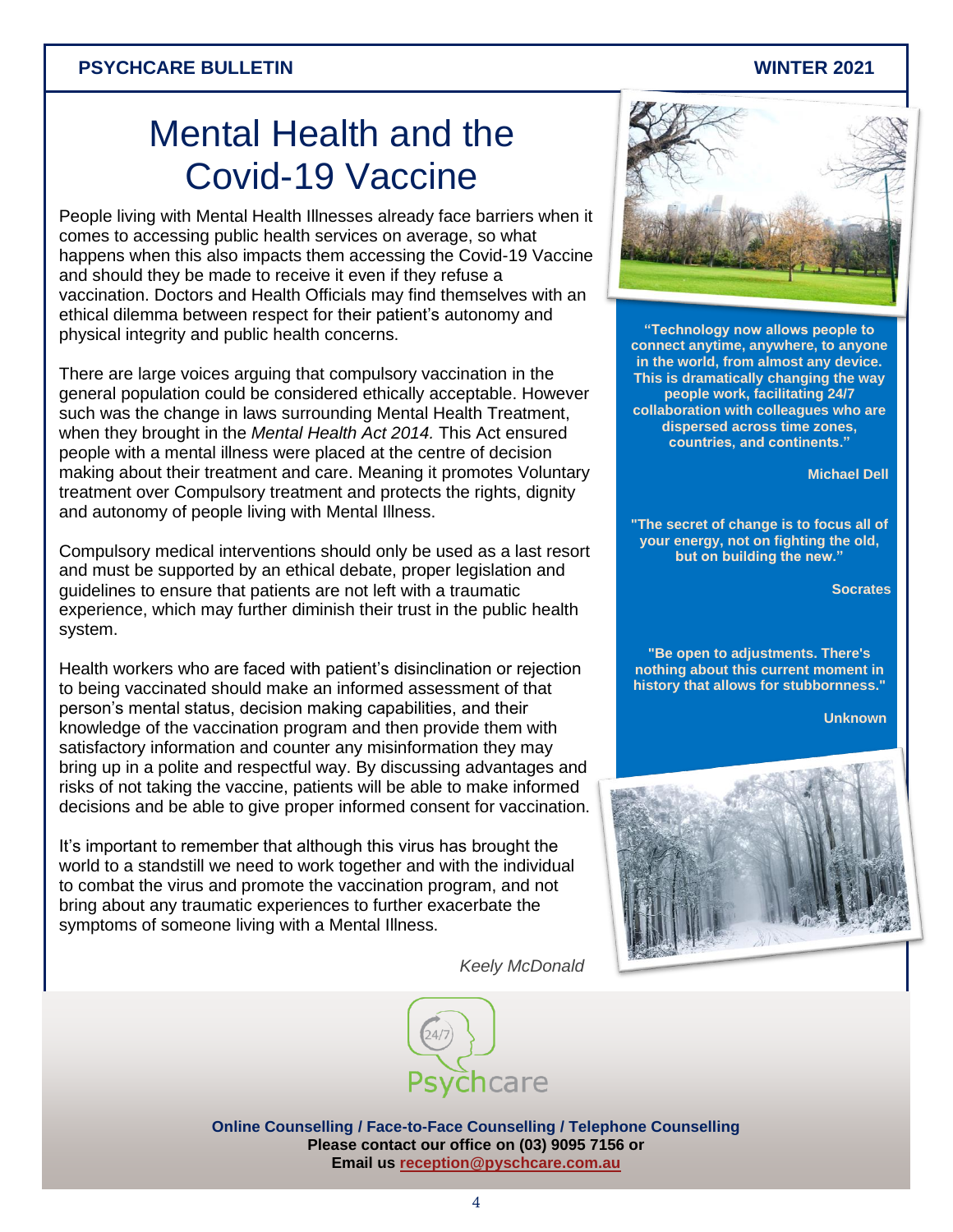# Mental Health and the Covid-19 Vaccine

People living with Mental Health Illnesses already face barriers when it comes to accessing public health services on average, so what happens when this also impacts them accessing the Covid-19 Vaccine and should they be made to receive it even if they refuse a vaccination. Doctors and Health Officials may find themselves with an ethical dilemma between respect for their patient's autonomy and physical integrity and public health concerns.

There are large voices arguing that compulsory vaccination in the general population could be considered ethically acceptable. However such was the change in laws surrounding Mental Health Treatment, when they brought in the *Mental Health Act 2014.* This Act ensured people with a mental illness were placed at the centre of decision making about their treatment and care. Meaning it promotes Voluntary treatment over Compulsory treatment and protects the rights, dignity and autonomy of people living with Mental Illness.

Compulsory medical interventions should only be used as a last resort and must be supported by an ethical debate, proper legislation and guidelines to ensure that patients are not left with a traumatic experience, which may further diminish their trust in the public health system.

Health workers who are faced with patient's disinclination or rejection to being vaccinated should make an informed assessment of that person's mental status, decision making capabilities, and their knowledge of the vaccination program and then provide them with satisfactory information and counter any misinformation they may bring up in a polite and respectful way. By discussing advantages and risks of not taking the vaccine, patients will be able to make informed decisions and be able to give proper informed consent for vaccination.

It's important to remember that although this virus has brought the world to a standstill we need to work together and with the individual to combat the virus and promote the vaccination program, and not bring about any traumatic experiences to further exacerbate the symptoms of someone living with a Mental Illness.

*Keely McDonald*

**"Technology now allows people to connect anytime, anywhere, to anyone in the world, from almost any device. This is dramatically changing the way people work, facilitating 24/7 collaboration with colleagues who are dispersed across time zones, countries, and continents."**

**Michael Dell**

**"The secret of change is to focus all of your energy, not on fighting the old, but on building the new."**

**Socrates**

**"Be open to adjustments. There's nothing about this current moment in history that allows for stubbornness."**

**Unknown**

**Online Counselling / Face-to-Face Counselling / Telephone Counselling**
**Please contact our office on (03) 9095 7156 or**
**Email us reception@pyschcare.com.au**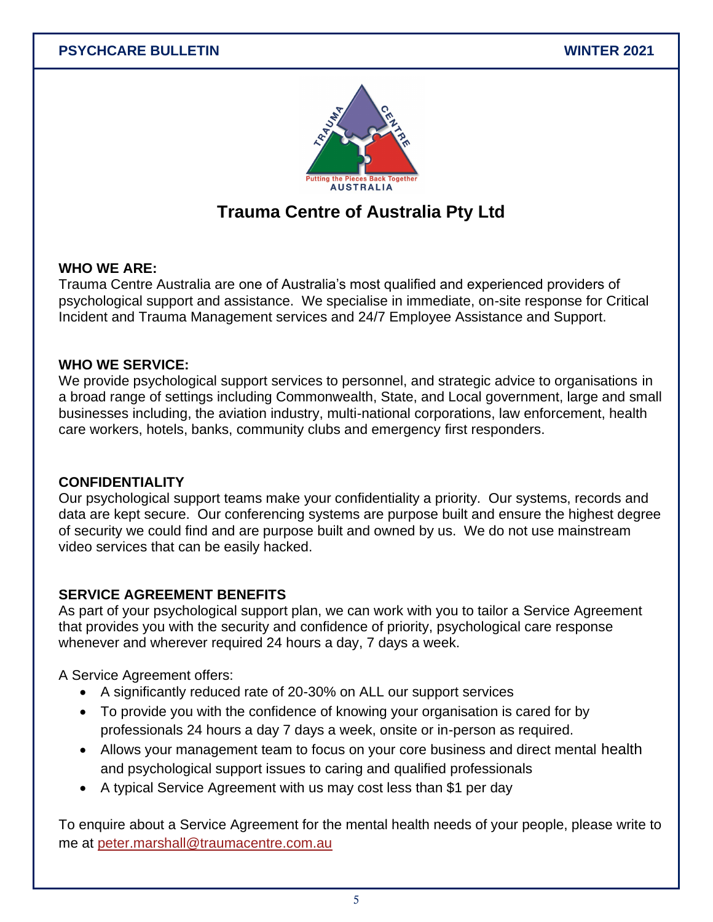# Trauma Centre of Australia Pty Ltd

**WHO WE ARE:**

Trauma Centre Australia are one of Australia's most qualified and experienced providers of psychological support and assistance. We specialise in immediate, on-site response for Critical Incident and Trauma Management services and 24/7 Employee Assistance and Support.

**WHO WE SERVICE:**

We provide psychological support services to personnel, and strategic advice to organisations in a broad range of settings including Commonwealth, State, and Local government, large and small businesses including, the aviation industry, multi-national corporations, law enforcement, health care workers, hotels, banks, community clubs and emergency first responders.

**CONFIDENTIALITY**

Our psychological support teams make your confidentiality a priority. Our systems, records and data are kept secure. Our conferencing systems are purpose built and ensure the highest degree of security we could find and are purpose built and owned by us. We do not use mainstream video services that can be easily hacked.

**SERVICE AGREEMENT BENEFITS**

As part of your psychological support plan, we can work with you to tailor a Service Agreement that provides you with the security and confidence of priority, psychological care response whenever and wherever required 24 hours a day, 7 days a week.

A Service Agreement offers:

- A significantly reduced rate of 20-30% on ALL our support services
- To provide you with the confidence of knowing your organisation is cared for by professionals 24 hours a day 7 days a week, onsite or in-person as required.
- Allows your management team to focus on your core business and direct mental health and psychological support issues to caring and qualified professionals
- A typical Service Agreement with us may cost less than $1 per day

To enquire about a Service Agreement for the mental health needs of your people, please write to me at peter.marshall@traumacentre.com.au